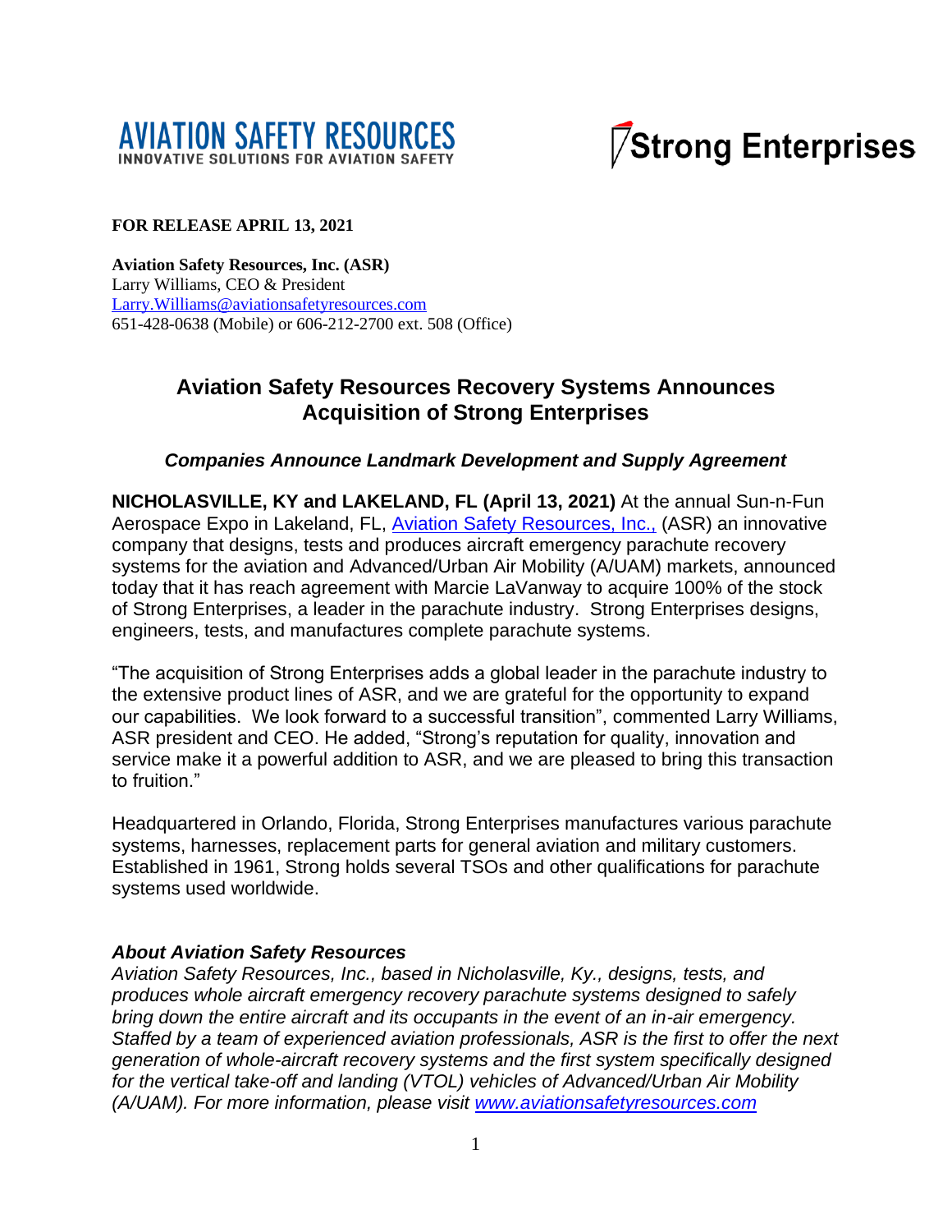AVIATION SAFETY RESOURCES
INNOVATIVE SOLUTIONS FOR AVIATION SAFETY

Strong Enterprises

**FOR RELEASE APRIL 13, 2021**

**Aviation Safety Resources, Inc. (ASR)**
Larry Williams, CEO & President
Larry.Williams@aviationsafetyresources.com
651-428-0638 (Mobile) or 606-212-2700 ext. 508 (Office)

# Aviation Safety Resources Recovery Systems Announces Acquisition of Strong Enterprises

### *Companies Announce Landmark Development and Supply Agreement*

**NICHOLASVILLE, KY and LAKELAND, FL (April 13, 2021)** At the annual Sun-n-Fun Aerospace Expo in Lakeland, FL, Aviation Safety Resources, Inc., (ASR) an innovative company that designs, tests and produces aircraft emergency parachute recovery systems for the aviation and Advanced/Urban Air Mobility (A/UAM) markets, announced today that it has reach agreement with Marcie LaVanway to acquire 100% of the stock of Strong Enterprises, a leader in the parachute industry. Strong Enterprises designs, engineers, tests, and manufactures complete parachute systems.

"The acquisition of Strong Enterprises adds a global leader in the parachute industry to the extensive product lines of ASR, and we are grateful for the opportunity to expand our capabilities. We look forward to a successful transition", commented Larry Williams, ASR president and CEO. He added, "Strong's reputation for quality, innovation and service make it a powerful addition to ASR, and we are pleased to bring this transaction to fruition."

Headquartered in Orlando, Florida, Strong Enterprises manufactures various parachute systems, harnesses, replacement parts for general aviation and military customers. Established in 1961, Strong holds several TSOs and other qualifications for parachute systems used worldwide.

### *About Aviation Safety Resources*

*Aviation Safety Resources, Inc., based in Nicholasville, Ky., designs, tests, and produces whole aircraft emergency recovery parachute systems designed to safely bring down the entire aircraft and its occupants in the event of an in-air emergency. Staffed by a team of experienced aviation professionals, ASR is the first to offer the next generation of whole-aircraft recovery systems and the first system specifically designed for the vertical take-off and landing (VTOL) vehicles of Advanced/Urban Air Mobility (A/UAM). For more information, please visit www.aviationsafetyresources.com*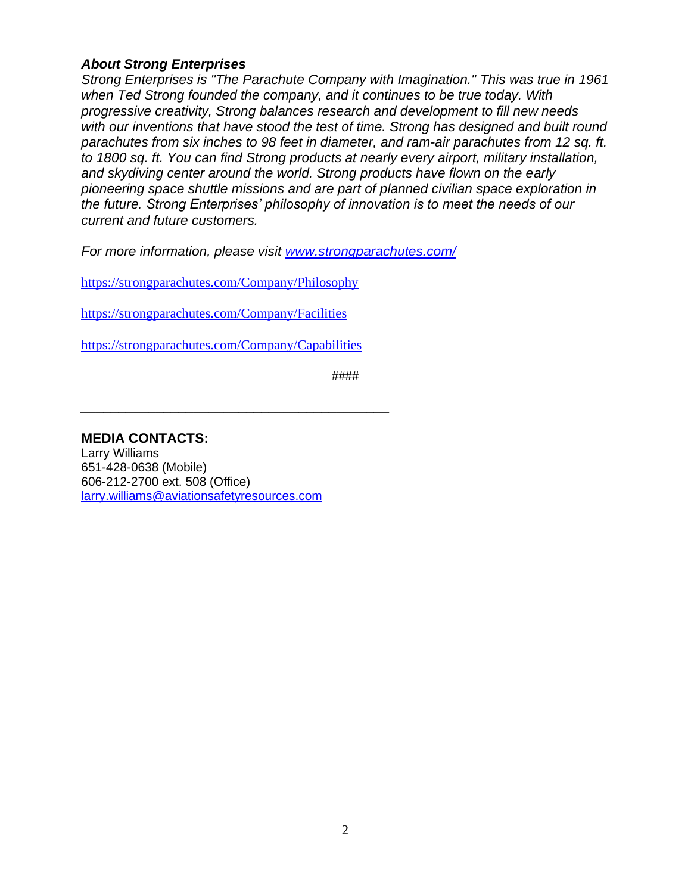***About Strong Enterprises***

*Strong Enterprises is "The Parachute Company with Imagination." This was true in 1961 when Ted Strong founded the company, and it continues to be true today. With progressive creativity, Strong balances research and development to fill new needs with our inventions that have stood the test of time. Strong has designed and built round parachutes from six inches to 98 feet in diameter, and ram-air parachutes from 12 sq. ft. to 1800 sq. ft. You can find Strong products at nearly every airport, military installation, and skydiving center around the world. Strong products have flown on the early pioneering space shuttle missions and are part of planned civilian space exploration in the future. Strong Enterprises' philosophy of innovation is to meet the needs of our current and future customers.*

*For more information, please visit [www.strongparachutes.com/](www.strongparachutes.com/)*

https://strongparachutes.com/Company/Philosophy

https://strongparachutes.com/Company/Facilities

https://strongparachutes.com/Company/Capabilities

####

---

**MEDIA CONTACTS:**
Larry Williams
651-428-0638 (Mobile)
606-212-2700 ext. 508 (Office)
larry.williams@aviationsafetyresources.com